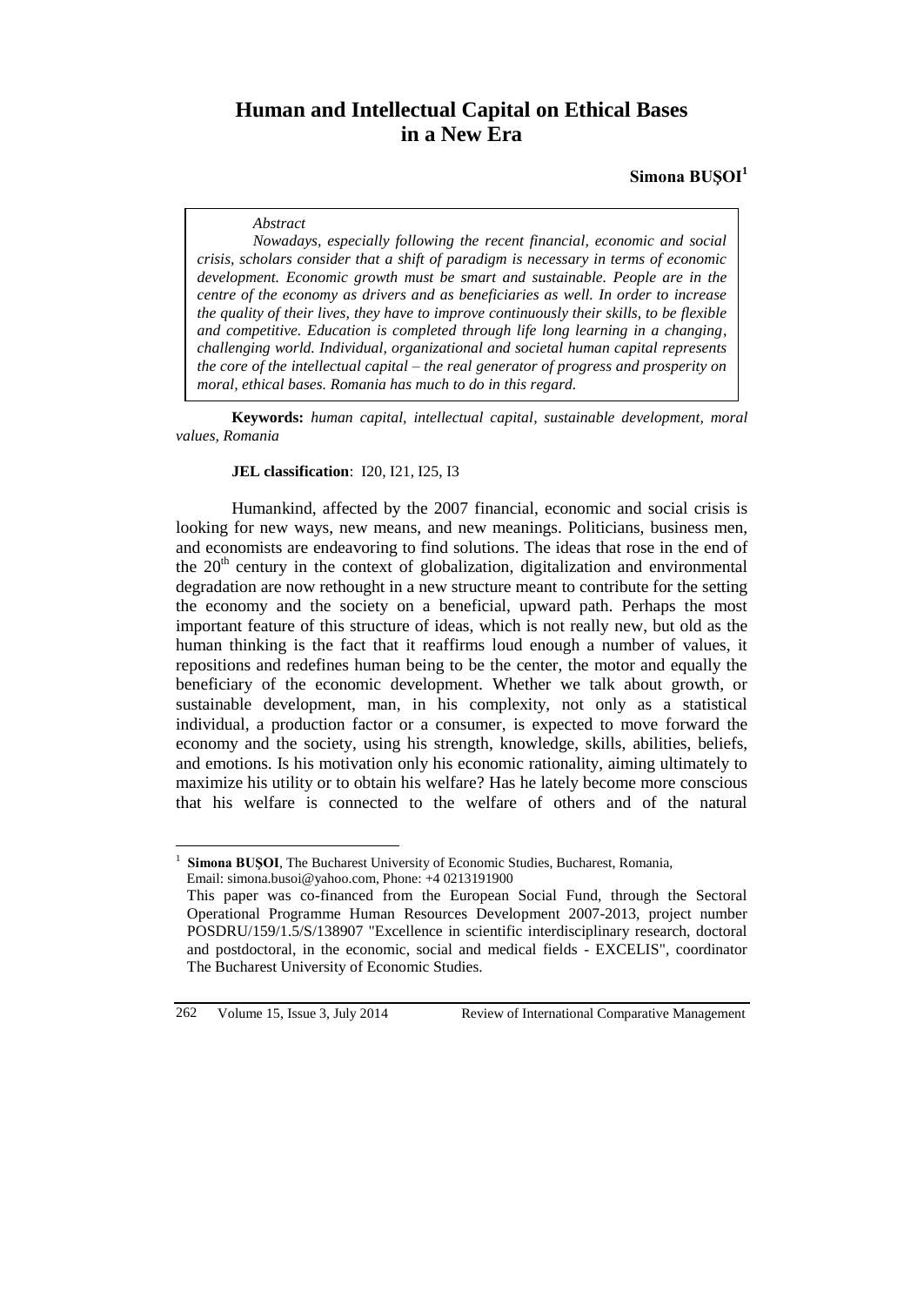# Human and Intellectual Capital on Ethical Bases in a New Era

**Simona BUȘOI**[1]

> *Abstract*
>
> *Nowadays, especially following the recent financial, economic and social crisis, scholars consider that a shift of paradigm is necessary in terms of economic development. Economic growth must be smart and sustainable. People are in the centre of the economy as drivers and as beneficiaries as well. In order to increase the quality of their lives, they have to improve continuously their skills, to be flexible and competitive. Education is completed through life long learning in a changing, challenging world. Individual, organizational and societal human capital represents the core of the intellectual capital – the real generator of progress and prosperity on moral, ethical bases. Romania has much to do in this regard.*

**Keywords:** *human capital, intellectual capital, sustainable development, moral values, Romania*

**JEL classification**: I20, I21, I25, I3

Humankind, affected by the 2007 financial, economic and social crisis is looking for new ways, new means, and new meanings. Politicians, business men, and economists are endeavoring to find solutions. The ideas that rose in the end of the 20th century in the context of globalization, digitalization and environmental degradation are now rethought in a new structure meant to contribute for the setting the economy and the society on a beneficial, upward path. Perhaps the most important feature of this structure of ideas, which is not really new, but old as the human thinking is the fact that it reaffirms loud enough a number of values, it repositions and redefines human being to be the center, the motor and equally the beneficiary of the economic development. Whether we talk about growth, or sustainable development, man, in his complexity, not only as a statistical individual, a production factor or a consumer, is expected to move forward the economy and the society, using his strength, knowledge, skills, abilities, beliefs, and emotions. Is his motivation only his economic rationality, aiming ultimately to maximize his utility or to obtain his welfare? Has he lately become more conscious that his welfare is connected to the welfare of others and of the natural

---

[1] **Simona BUȘOI**, The Bucharest University of Economic Studies, Bucharest, Romania, Email: simona.busoi@yahoo.com, Phone: +4 0213191900
This paper was co-financed from the European Social Fund, through the Sectoral Operational Programme Human Resources Development 2007-2013, project number POSDRU/159/1.5/S/138907 "Excellence in scientific interdisciplinary research, doctoral and postdoctoral, in the economic, social and medical fields - EXCELIS", coordinator The Bucharest University of Economic Studies.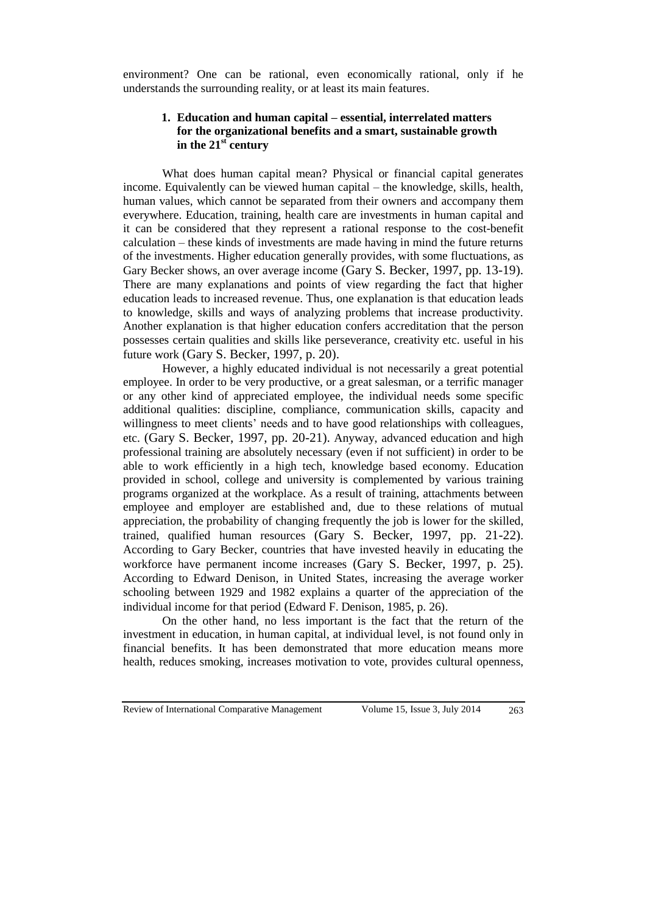environment? One can be rational, even economically rational, only if he understands the surrounding reality, or at least its main features.

## 1. Education and human capital – essential, interrelated matters for the organizational benefits and a smart, sustainable growth in the 21st century

What does human capital mean? Physical or financial capital generates income. Equivalently can be viewed human capital – the knowledge, skills, health, human values, which cannot be separated from their owners and accompany them everywhere. Education, training, health care are investments in human capital and it can be considered that they represent a rational response to the cost-benefit calculation – these kinds of investments are made having in mind the future returns of the investments. Higher education generally provides, with some fluctuations, as Gary Becker shows, an over average income (Gary S. Becker, 1997, pp. 13-19). There are many explanations and points of view regarding the fact that higher education leads to increased revenue. Thus, one explanation is that education leads to knowledge, skills and ways of analyzing problems that increase productivity. Another explanation is that higher education confers accreditation that the person possesses certain qualities and skills like perseverance, creativity etc. useful in his future work (Gary S. Becker, 1997, p. 20).

However, a highly educated individual is not necessarily a great potential employee. In order to be very productive, or a great salesman, or a terrific manager or any other kind of appreciated employee, the individual needs some specific additional qualities: discipline, compliance, communication skills, capacity and willingness to meet clients' needs and to have good relationships with colleagues, etc. (Gary S. Becker, 1997, pp. 20-21). Anyway, advanced education and high professional training are absolutely necessary (even if not sufficient) in order to be able to work efficiently in a high tech, knowledge based economy. Education provided in school, college and university is complemented by various training programs organized at the workplace. As a result of training, attachments between employee and employer are established and, due to these relations of mutual appreciation, the probability of changing frequently the job is lower for the skilled, trained, qualified human resources (Gary S. Becker, 1997, pp. 21-22). According to Gary Becker, countries that have invested heavily in educating the workforce have permanent income increases (Gary S. Becker, 1997, p. 25). According to Edward Denison, in United States, increasing the average worker schooling between 1929 and 1982 explains a quarter of the appreciation of the individual income for that period (Edward F. Denison, 1985, p. 26).

On the other hand, no less important is the fact that the return of the investment in education, in human capital, at individual level, is not found only in financial benefits. It has been demonstrated that more education means more health, reduces smoking, increases motivation to vote, provides cultural openness,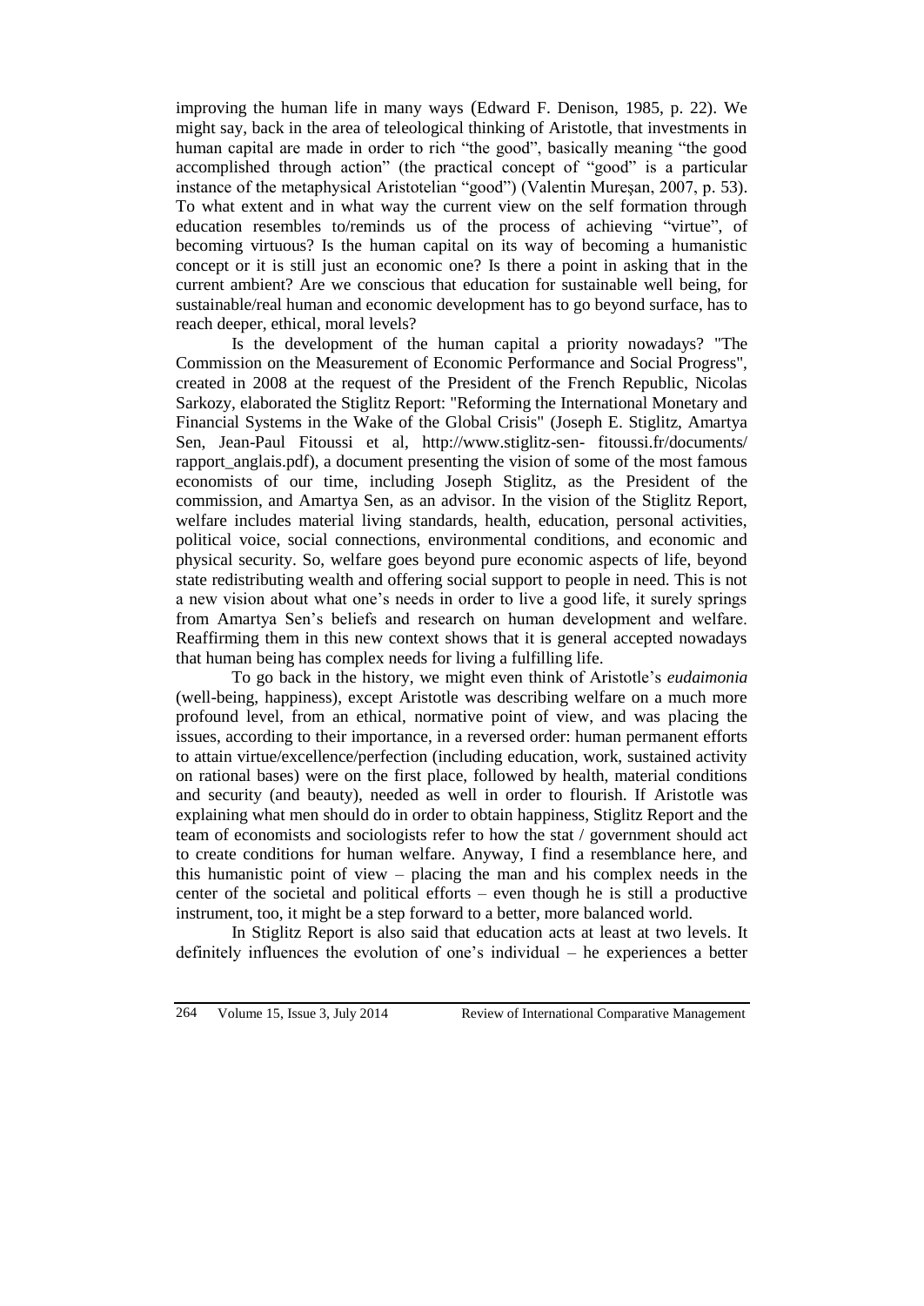improving the human life in many ways (Edward F. Denison, 1985, p. 22). We might say, back in the area of teleological thinking of Aristotle, that investments in human capital are made in order to rich "the good", basically meaning "the good accomplished through action" (the practical concept of "good" is a particular instance of the metaphysical Aristotelian "good") (Valentin Mureşan, 2007, p. 53). To what extent and in what way the current view on the self formation through education resembles to/reminds us of the process of achieving "virtue", of becoming virtuous? Is the human capital on its way of becoming a humanistic concept or it is still just an economic one? Is there a point in asking that in the current ambient? Are we conscious that education for sustainable well being, for sustainable/real human and economic development has to go beyond surface, has to reach deeper, ethical, moral levels?

Is the development of the human capital a priority nowadays? "The Commission on the Measurement of Economic Performance and Social Progress", created in 2008 at the request of the President of the French Republic, Nicolas Sarkozy, elaborated the Stiglitz Report: "Reforming the International Monetary and Financial Systems in the Wake of the Global Crisis" (Joseph E. Stiglitz, Amartya Sen, Jean-Paul Fitoussi et al, http://www.stiglitz-sen- fitoussi.fr/documents/ rapport_anglais.pdf), a document presenting the vision of some of the most famous economists of our time, including Joseph Stiglitz, as the President of the commission, and Amartya Sen, as an advisor. In the vision of the Stiglitz Report, welfare includes material living standards, health, education, personal activities, political voice, social connections, environmental conditions, and economic and physical security. So, welfare goes beyond pure economic aspects of life, beyond state redistributing wealth and offering social support to people in need. This is not a new vision about what one's needs in order to live a good life, it surely springs from Amartya Sen's beliefs and research on human development and welfare. Reaffirming them in this new context shows that it is general accepted nowadays that human being has complex needs for living a fulfilling life.

To go back in the history, we might even think of Aristotle's *eudaimonia* (well-being, happiness), except Aristotle was describing welfare on a much more profound level, from an ethical, normative point of view, and was placing the issues, according to their importance, in a reversed order: human permanent efforts to attain virtue/excellence/perfection (including education, work, sustained activity on rational bases) were on the first place, followed by health, material conditions and security (and beauty), needed as well in order to flourish. If Aristotle was explaining what men should do in order to obtain happiness, Stiglitz Report and the team of economists and sociologists refer to how the stat / government should act to create conditions for human welfare. Anyway, I find a resemblance here, and this humanistic point of view – placing the man and his complex needs in the center of the societal and political efforts – even though he is still a productive instrument, too, it might be a step forward to a better, more balanced world.

In Stiglitz Report is also said that education acts at least at two levels. It definitely influences the evolution of one's individual – he experiences a better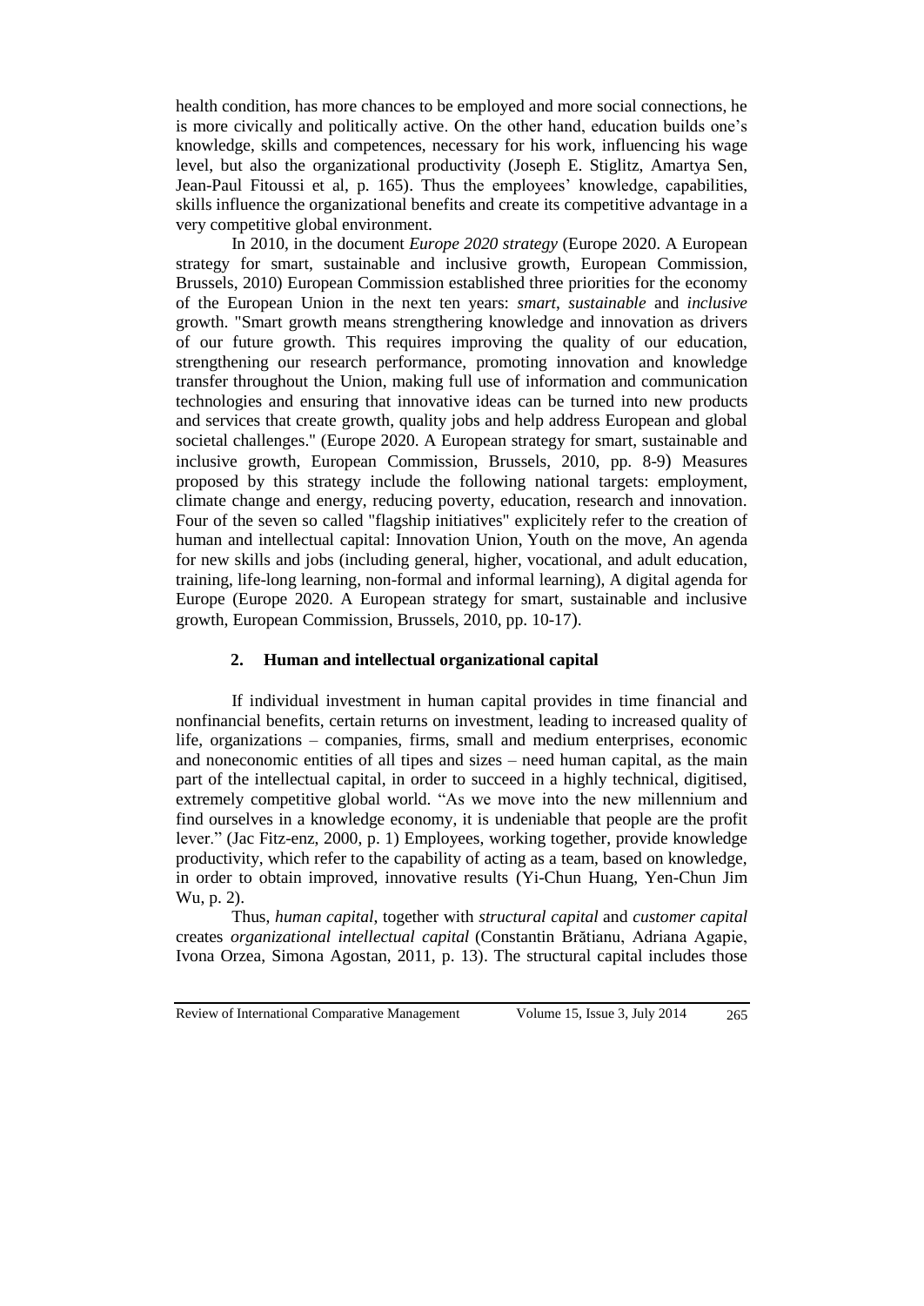health condition, has more chances to be employed and more social connections, he is more civically and politically active. On the other hand, education builds one's knowledge, skills and competences, necessary for his work, influencing his wage level, but also the organizational productivity (Joseph E. Stiglitz, Amartya Sen, Jean-Paul Fitoussi et al, p. 165). Thus the employees' knowledge, capabilities, skills influence the organizational benefits and create its competitive advantage in a very competitive global environment.

In 2010, in the document *Europe 2020 strategy* (Europe 2020. A European strategy for smart, sustainable and inclusive growth, European Commission, Brussels, 2010) European Commission established three priorities for the economy of the European Union in the next ten years: *smart*, *sustainable* and *inclusive* growth. "Smart growth means strengthening knowledge and innovation as drivers of our future growth. This requires improving the quality of our education, strengthening our research performance, promoting innovation and knowledge transfer throughout the Union, making full use of information and communication technologies and ensuring that innovative ideas can be turned into new products and services that create growth, quality jobs and help address European and global societal challenges." (Europe 2020. A European strategy for smart, sustainable and inclusive growth, European Commission, Brussels, 2010, pp. 8-9) Measures proposed by this strategy include the following national targets: employment, climate change and energy, reducing poverty, education, research and innovation. Four of the seven so called "flagship initiatives" explicitely refer to the creation of human and intellectual capital: Innovation Union, Youth on the move, An agenda for new skills and jobs (including general, higher, vocational, and adult education, training, life-long learning, non-formal and informal learning), A digital agenda for Europe (Europe 2020. A European strategy for smart, sustainable and inclusive growth, European Commission, Brussels, 2010, pp. 10-17).

## 2. Human and intellectual organizational capital

If individual investment in human capital provides in time financial and nonfinancial benefits, certain returns on investment, leading to increased quality of life, organizations – companies, firms, small and medium enterprises, economic and noneconomic entities of all tipes and sizes – need human capital, as the main part of the intellectual capital, in order to succeed in a highly technical, digitised, extremely competitive global world. "As we move into the new millennium and find ourselves in a knowledge economy, it is undeniable that people are the profit lever." (Jac Fitz-enz, 2000, p. 1) Employees, working together, provide knowledge productivity, which refer to the capability of acting as a team, based on knowledge, in order to obtain improved, innovative results (Yi-Chun Huang, Yen-Chun Jim Wu, p. 2).

Thus, *human capital*, together with *structural capital* and *customer capital* creates *organizational intellectual capital* (Constantin Brătianu, Adriana Agapie, Ivona Orzea, Simona Agostan, 2011, p. 13). The structural capital includes those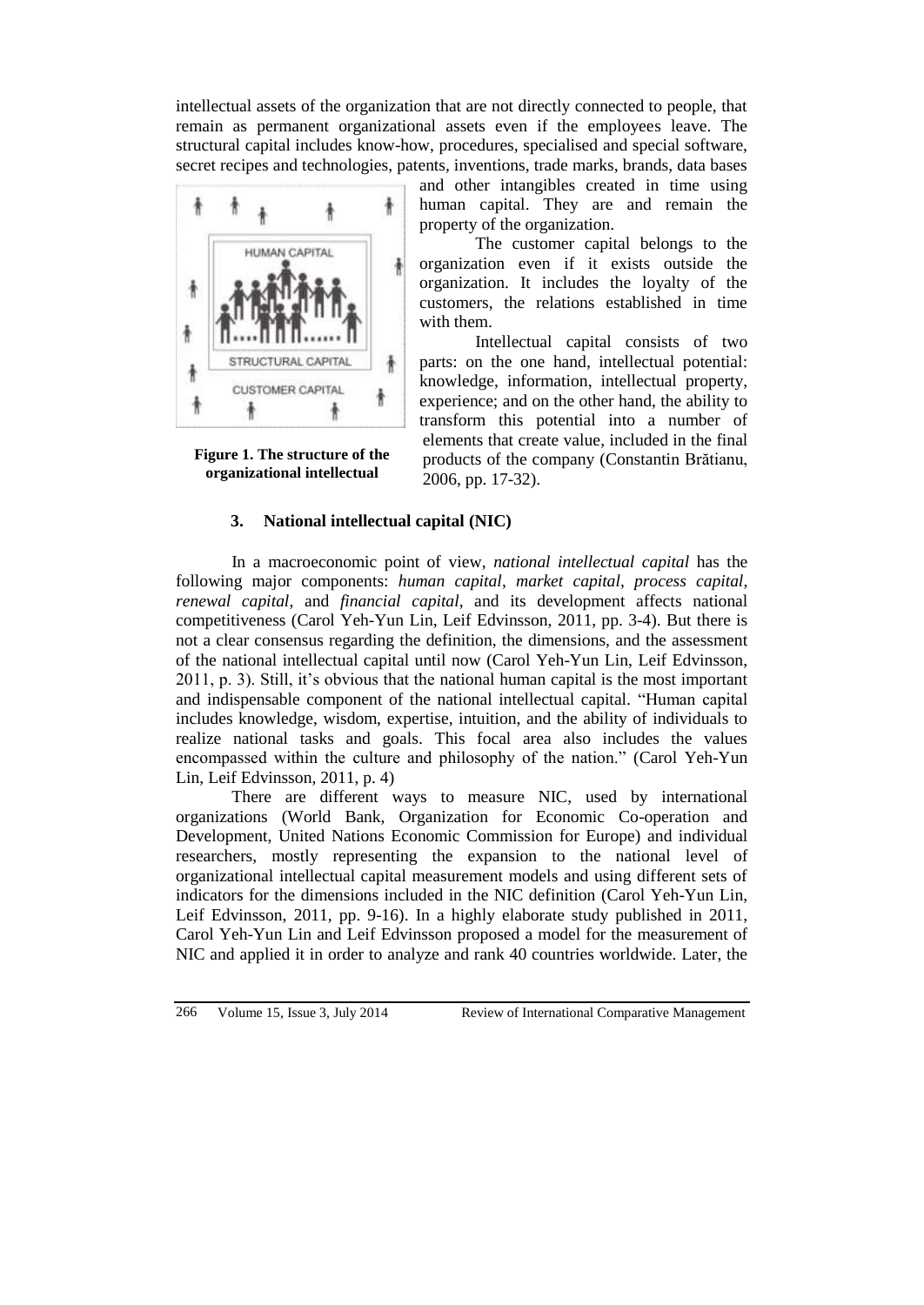intellectual assets of the organization that are not directly connected to people, that remain as permanent organizational assets even if the employees leave. The structural capital includes know-how, procedures, specialised and special software, secret recipes and technologies, patents, inventions, trade marks, brands, data bases and other intangibles created in time using human capital. They are and remain the property of the organization.

The customer capital belongs to the organization even if it exists outside the organization. It includes the loyalty of the customers, the relations established in time with them.

Intellectual capital consists of two parts: on the one hand, intellectual potential: knowledge, information, intellectual property, experience; and on the other hand, the ability to transform this potential into a number of elements that create value, included in the final products of the company (Constantin Brătianu, 2006, pp. 17-32).

**Figure 1. The structure of the organizational intellectual**

### 3. National intellectual capital (NIC)

In a macroeconomic point of view, *national intellectual capital* has the following major components: *human capital*, *market capital*, *process capital*, *renewal capital*, and *financial capital*, and its development affects national competitiveness (Carol Yeh-Yun Lin, Leif Edvinsson, 2011, pp. 3-4). But there is not a clear consensus regarding the definition, the dimensions, and the assessment of the national intellectual capital until now (Carol Yeh-Yun Lin, Leif Edvinsson, 2011, p. 3). Still, it's obvious that the national human capital is the most important and indispensable component of the national intellectual capital. "Human capital includes knowledge, wisdom, expertise, intuition, and the ability of individuals to realize national tasks and goals. This focal area also includes the values encompassed within the culture and philosophy of the nation." (Carol Yeh-Yun Lin, Leif Edvinsson, 2011, p. 4)

There are different ways to measure NIC, used by international organizations (World Bank, Organization for Economic Co-operation and Development, United Nations Economic Commission for Europe) and individual researchers, mostly representing the expansion to the national level of organizational intellectual capital measurement models and using different sets of indicators for the dimensions included in the NIC definition (Carol Yeh-Yun Lin, Leif Edvinsson, 2011, pp. 9-16). In a highly elaborate study published in 2011, Carol Yeh-Yun Lin and Leif Edvinsson proposed a model for the measurement of NIC and applied it in order to analyze and rank 40 countries worldwide. Later, the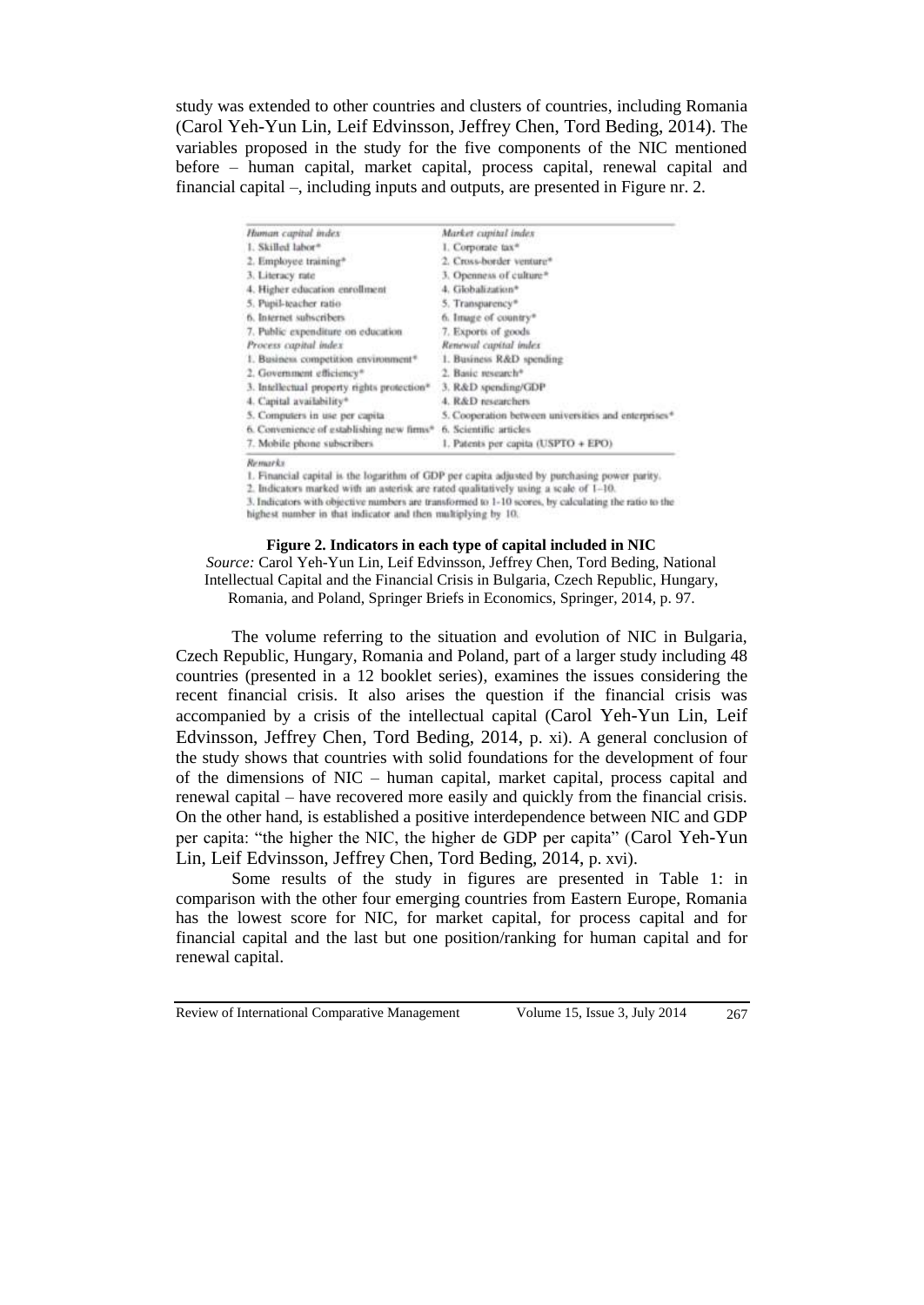study was extended to other countries and clusters of countries, including Romania (Carol Yeh-Yun Lin, Leif Edvinsson, Jeffrey Chen, Tord Beding, 2014). The variables proposed in the study for the five components of the NIC mentioned before – human capital, market capital, process capital, renewal capital and financial capital –, including inputs and outputs, are presented in Figure nr. 2.

| *Human capital index* | *Market capital index* |
|---|---|
| 1. Skilled labor* | 1. Corporate tax* |
| 2. Employee training* | 2. Cross-border venture* |
| 3. Literacy rate | 3. Openness of culture* |
| 4. Higher education enrollment | 4. Globalization* |
| 5. Pupil-teacher ratio | 5. Transparency* |
| 6. Internet subscribers | 6. Image of country* |
| 7. Public expenditure on education | 7. Exports of goods |
| *Process capital index* | *Renewal capital index* |
| 1. Business competition environment* | 1. Business R&D spending |
| 2. Government efficiency* | 2. Basic research* |
| 3. Intellectual property rights protection* | 3. R&D spending/GDP |
| 4. Capital availability* | 4. R&D researchers |
| 5. Computers in use per capita | 5. Cooperation between universities and enterprises* |
| 6. Convenience of establishing new firms* | 6. Scientific articles |
| 7. Mobile phone subscribers | 1. Patents per capita (USPTO + EPO) |

*Remarks*

1. Financial capital is the logarithm of GDP per capita adjusted by purchasing power parity.
2. Indicators marked with an asterisk are rated qualitatively using a scale of 1–10.
3. Indicators with objective numbers are transformed to 1-10 scores, by calculating the ratio to the highest number in that indicator and then multiplying by 10.

**Figure 2. Indicators in each type of capital included in NIC**

*Source:* Carol Yeh-Yun Lin, Leif Edvinsson, Jeffrey Chen, Tord Beding, National Intellectual Capital and the Financial Crisis in Bulgaria, Czech Republic, Hungary, Romania, and Poland, Springer Briefs in Economics, Springer, 2014, p. 97.

The volume referring to the situation and evolution of NIC in Bulgaria, Czech Republic, Hungary, Romania and Poland, part of a larger study including 48 countries (presented in a 12 booklet series), examines the issues considering the recent financial crisis. It also arises the question if the financial crisis was accompanied by a crisis of the intellectual capital (Carol Yeh-Yun Lin, Leif Edvinsson, Jeffrey Chen, Tord Beding, 2014, p. xi). A general conclusion of the study shows that countries with solid foundations for the development of four of the dimensions of NIC – human capital, market capital, process capital and renewal capital – have recovered more easily and quickly from the financial crisis. On the other hand, is established a positive interdependence between NIC and GDP per capita: "the higher the NIC, the higher de GDP per capita" (Carol Yeh-Yun Lin, Leif Edvinsson, Jeffrey Chen, Tord Beding, 2014, p. xvi).

Some results of the study in figures are presented in Table 1: in comparison with the other four emerging countries from Eastern Europe, Romania has the lowest score for NIC, for market capital, for process capital and for financial capital and the last but one position/ranking for human capital and for renewal capital.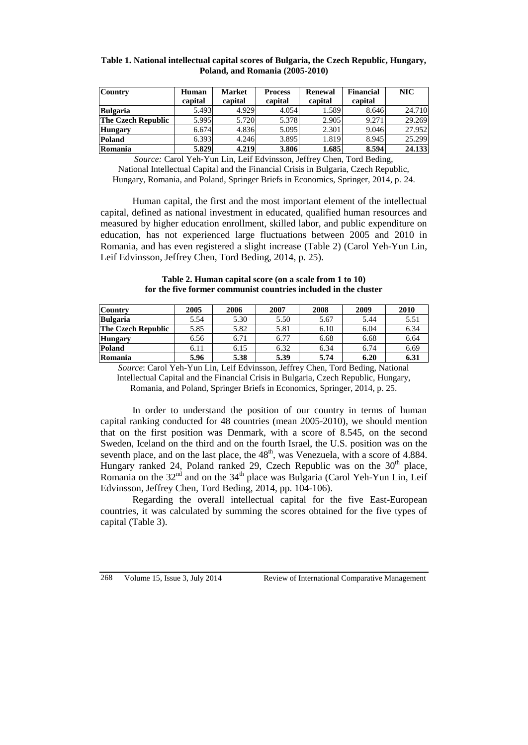**Table 1. National intellectual capital scores of Bulgaria, the Czech Republic, Hungary, Poland, and Romania (2005-2010)**

| Country | Human capital | Market capital | Process capital | Renewal capital | Financial capital | NIC |
|---|---|---|---|---|---|---|
| **Bulgaria** | 5.493 | 4.929 | 4.054 | 1.589 | 8.646 | 24.710 |
| **The Czech Republic** | 5.995 | 5.720 | 5.378 | 2.905 | 9.271 | 29.269 |
| **Hungary** | 6.674 | 4.836 | 5.095 | 2.301 | 9.046 | 27.952 |
| **Poland** | 6.393 | 4.246 | 3.895 | 1.819 | 8.945 | 25.299 |
| **Romania** | **5.829** | **4.219** | **3.806** | **1.685** | **8.594** | **24.133** |

*Source:* Carol Yeh-Yun Lin, Leif Edvinsson, Jeffrey Chen, Tord Beding, National Intellectual Capital and the Financial Crisis in Bulgaria, Czech Republic, Hungary, Romania, and Poland, Springer Briefs in Economics, Springer, 2014, p. 24.

Human capital, the first and the most important element of the intellectual capital, defined as national investment in educated, qualified human resources and measured by higher education enrollment, skilled labor, and public expenditure on education, has not experienced large fluctuations between 2005 and 2010 in Romania, and has even registered a slight increase (Table 2) (Carol Yeh-Yun Lin, Leif Edvinsson, Jeffrey Chen, Tord Beding, 2014, p. 25).

**Table 2. Human capital score (on a scale from 1 to 10) for the five former communist countries included in the cluster**

| Country | 2005 | 2006 | 2007 | 2008 | 2009 | 2010 |
|---|---|---|---|---|---|---|
| **Bulgaria** | 5.54 | 5.30 | 5.50 | 5.67 | 5.44 | 5.51 |
| **The Czech Republic** | 5.85 | 5.82 | 5.81 | 6.10 | 6.04 | 6.34 |
| **Hungary** | 6.56 | 6.71 | 6.77 | 6.68 | 6.68 | 6.64 |
| **Poland** | 6.11 | 6.15 | 6.32 | 6.34 | 6.74 | 6.69 |
| **Romania** | **5.96** | **5.38** | **5.39** | **5.74** | **6.20** | **6.31** |

*Source*: Carol Yeh-Yun Lin, Leif Edvinsson, Jeffrey Chen, Tord Beding, National Intellectual Capital and the Financial Crisis in Bulgaria, Czech Republic, Hungary, Romania, and Poland, Springer Briefs in Economics, Springer, 2014, p. 25.

In order to understand the position of our country in terms of human capital ranking conducted for 48 countries (mean 2005-2010), we should mention that on the first position was Denmark, with a score of 8.545, on the second Sweden, Iceland on the third and on the fourth Israel, the U.S. position was on the seventh place, and on the last place, the 48th, was Venezuela, with a score of 4.884. Hungary ranked 24, Poland ranked 29, Czech Republic was on the 30th place, Romania on the 32nd and on the 34th place was Bulgaria (Carol Yeh-Yun Lin, Leif Edvinsson, Jeffrey Chen, Tord Beding, 2014, pp. 104-106).

Regarding the overall intellectual capital for the five East-European countries, it was calculated by summing the scores obtained for the five types of capital (Table 3).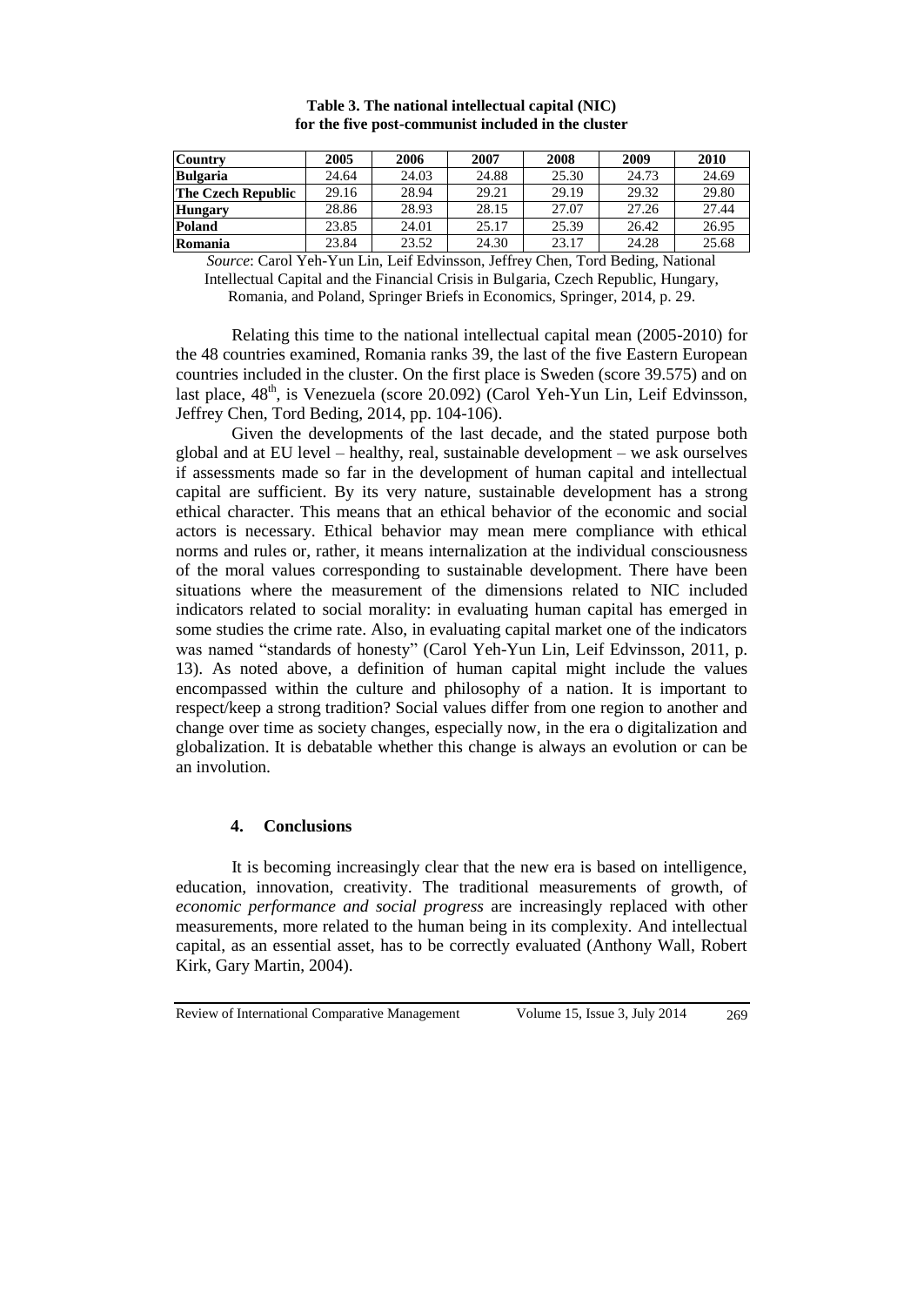**Table 3. The national intellectual capital (NIC) for the five post-communist included in the cluster**

| Country | 2005 | 2006 | 2007 | 2008 | 2009 | 2010 |
|---|---|---|---|---|---|---|
| **Bulgaria** | 24.64 | 24.03 | 24.88 | 25.30 | 24.73 | 24.69 |
| **The Czech Republic** | 29.16 | 28.94 | 29.21 | 29.19 | 29.32 | 29.80 |
| **Hungary** | 28.86 | 28.93 | 28.15 | 27.07 | 27.26 | 27.44 |
| **Poland** | 23.85 | 24.01 | 25.17 | 25.39 | 26.42 | 26.95 |
| **Romania** | 23.84 | 23.52 | 24.30 | 23.17 | 24.28 | 25.68 |

*Source*: Carol Yeh-Yun Lin, Leif Edvinsson, Jeffrey Chen, Tord Beding, National Intellectual Capital and the Financial Crisis in Bulgaria, Czech Republic, Hungary, Romania, and Poland, Springer Briefs in Economics, Springer, 2014, p. 29.

Relating this time to the national intellectual capital mean (2005-2010) for the 48 countries examined, Romania ranks 39, the last of the five Eastern European countries included in the cluster. On the first place is Sweden (score 39.575) and on last place, 48th, is Venezuela (score 20.092) (Carol Yeh-Yun Lin, Leif Edvinsson, Jeffrey Chen, Tord Beding, 2014, pp. 104-106).

Given the developments of the last decade, and the stated purpose both global and at EU level – healthy, real, sustainable development – we ask ourselves if assessments made so far in the development of human capital and intellectual capital are sufficient. By its very nature, sustainable development has a strong ethical character. This means that an ethical behavior of the economic and social actors is necessary. Ethical behavior may mean mere compliance with ethical norms and rules or, rather, it means internalization at the individual consciousness of the moral values corresponding to sustainable development. There have been situations where the measurement of the dimensions related to NIC included indicators related to social morality: in evaluating human capital has emerged in some studies the crime rate. Also, in evaluating capital market one of the indicators was named "standards of honesty" (Carol Yeh-Yun Lin, Leif Edvinsson, 2011, p. 13). As noted above, a definition of human capital might include the values encompassed within the culture and philosophy of a nation. It is important to respect/keep a strong tradition? Social values differ from one region to another and change over time as society changes, especially now, in the era o digitalization and globalization. It is debatable whether this change is always an evolution or can be an involution.

## 4. Conclusions

It is becoming increasingly clear that the new era is based on intelligence, education, innovation, creativity. The traditional measurements of growth, of *economic performance and social progress* are increasingly replaced with other measurements, more related to the human being in its complexity. And intellectual capital, as an essential asset, has to be correctly evaluated (Anthony Wall, Robert Kirk, Gary Martin, 2004).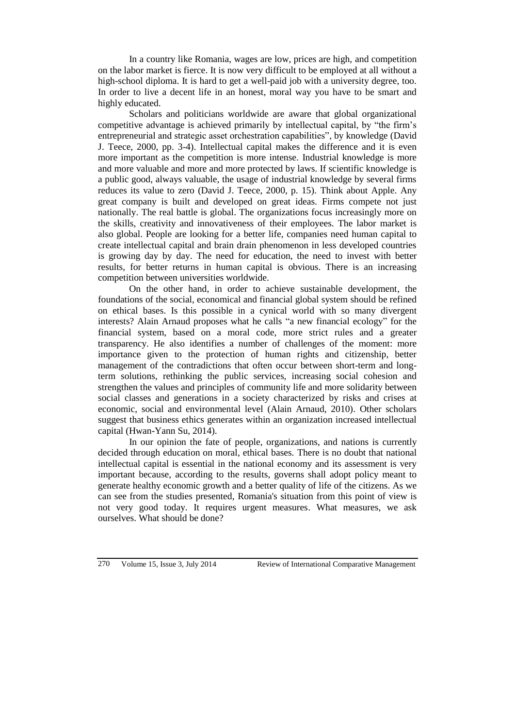In a country like Romania, wages are low, prices are high, and competition on the labor market is fierce. It is now very difficult to be employed at all without a high-school diploma. It is hard to get a well-paid job with a university degree, too. In order to live a decent life in an honest, moral way you have to be smart and highly educated.

Scholars and politicians worldwide are aware that global organizational competitive advantage is achieved primarily by intellectual capital, by "the firm's entrepreneurial and strategic asset orchestration capabilities", by knowledge (David J. Teece, 2000, pp. 3-4). Intellectual capital makes the difference and it is even more important as the competition is more intense. Industrial knowledge is more and more valuable and more and more protected by laws. If scientific knowledge is a public good, always valuable, the usage of industrial knowledge by several firms reduces its value to zero (David J. Teece, 2000, p. 15). Think about Apple. Any great company is built and developed on great ideas. Firms compete not just nationally. The real battle is global. The organizations focus increasingly more on the skills, creativity and innovativeness of their employees. The labor market is also global. People are looking for a better life, companies need human capital to create intellectual capital and brain drain phenomenon in less developed countries is growing day by day. The need for education, the need to invest with better results, for better returns in human capital is obvious. There is an increasing competition between universities worldwide.

On the other hand, in order to achieve sustainable development, the foundations of the social, economical and financial global system should be refined on ethical bases. Is this possible in a cynical world with so many divergent interests? Alain Arnaud proposes what he calls "a new financial ecology" for the financial system, based on a moral code, more strict rules and a greater transparency. He also identifies a number of challenges of the moment: more importance given to the protection of human rights and citizenship, better management of the contradictions that often occur between short-term and long-term solutions, rethinking the public services, increasing social cohesion and strengthen the values and principles of community life and more solidarity between social classes and generations in a society characterized by risks and crises at economic, social and environmental level (Alain Arnaud, 2010). Other scholars suggest that business ethics generates within an organization increased intellectual capital (Hwan-Yann Su, 2014).

In our opinion the fate of people, organizations, and nations is currently decided through education on moral, ethical bases. There is no doubt that national intellectual capital is essential in the national economy and its assessment is very important because, according to the results, governs shall adopt policy meant to generate healthy economic growth and a better quality of life of the citizens. As we can see from the studies presented, Romania's situation from this point of view is not very good today. It requires urgent measures. What measures, we ask ourselves. What should be done?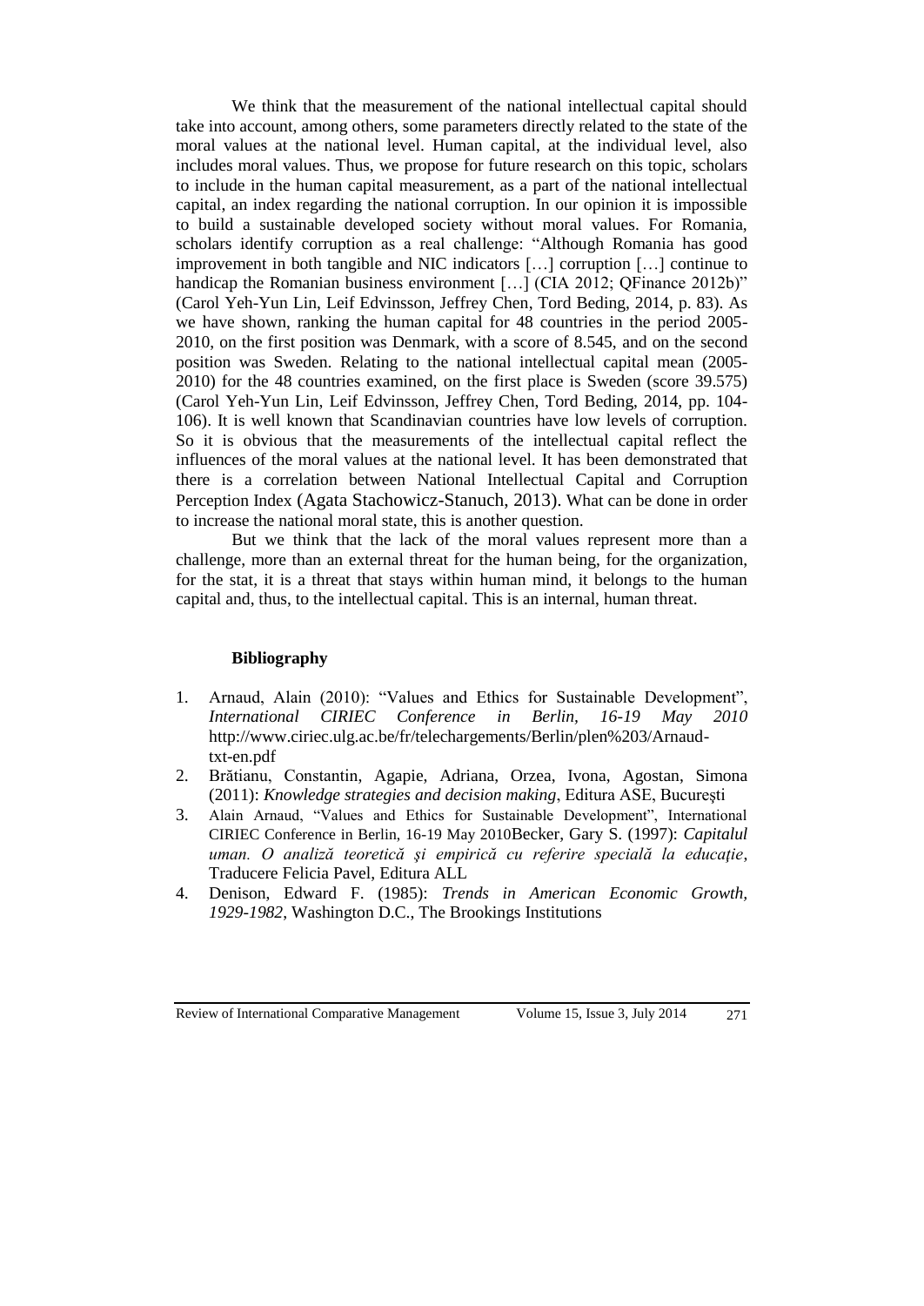We think that the measurement of the national intellectual capital should take into account, among others, some parameters directly related to the state of the moral values at the national level. Human capital, at the individual level, also includes moral values. Thus, we propose for future research on this topic, scholars to include in the human capital measurement, as a part of the national intellectual capital, an index regarding the national corruption. In our opinion it is impossible to build a sustainable developed society without moral values. For Romania, scholars identify corruption as a real challenge: "Although Romania has good improvement in both tangible and NIC indicators […] corruption […] continue to handicap the Romanian business environment […] (CIA 2012; QFinance 2012b)" (Carol Yeh-Yun Lin, Leif Edvinsson, Jeffrey Chen, Tord Beding, 2014, p. 83). As we have shown, ranking the human capital for 48 countries in the period 2005-2010, on the first position was Denmark, with a score of 8.545, and on the second position was Sweden. Relating to the national intellectual capital mean (2005-2010) for the 48 countries examined, on the first place is Sweden (score 39.575) (Carol Yeh-Yun Lin, Leif Edvinsson, Jeffrey Chen, Tord Beding, 2014, pp. 104-106). It is well known that Scandinavian countries have low levels of corruption. So it is obvious that the measurements of the intellectual capital reflect the influences of the moral values at the national level. It has been demonstrated that there is a correlation between National Intellectual Capital and Corruption Perception Index (Agata Stachowicz-Stanuch, 2013). What can be done in order to increase the national moral state, this is another question.

But we think that the lack of the moral values represent more than a challenge, more than an external threat for the human being, for the organization, for the stat, it is a threat that stays within human mind, it belongs to the human capital and, thus, to the intellectual capital. This is an internal, human threat.

**Bibliography**

1. Arnaud, Alain (2010): "Values and Ethics for Sustainable Development", *International CIRIEC Conference in Berlin, 16-19 May 2010* http://www.ciriec.ulg.ac.be/fr/telechargements/Berlin/plen%203/Arnaud-txt-en.pdf
2. Brătianu, Constantin, Agapie, Adriana, Orzea, Ivona, Agostan, Simona (2011): *Knowledge strategies and decision making*, Editura ASE, Bucureşti
3. Alain Arnaud, "Values and Ethics for Sustainable Development", International CIRIEC Conference in Berlin, 16-19 May 2010Becker, Gary S. (1997): *Capitalul uman. O analiză teoretică şi empirică cu referire specială la educaţie*, Traducere Felicia Pavel, Editura ALL
4. Denison, Edward F. (1985): *Trends in American Economic Growth, 1929-1982*, Washington D.C., The Brookings Institutions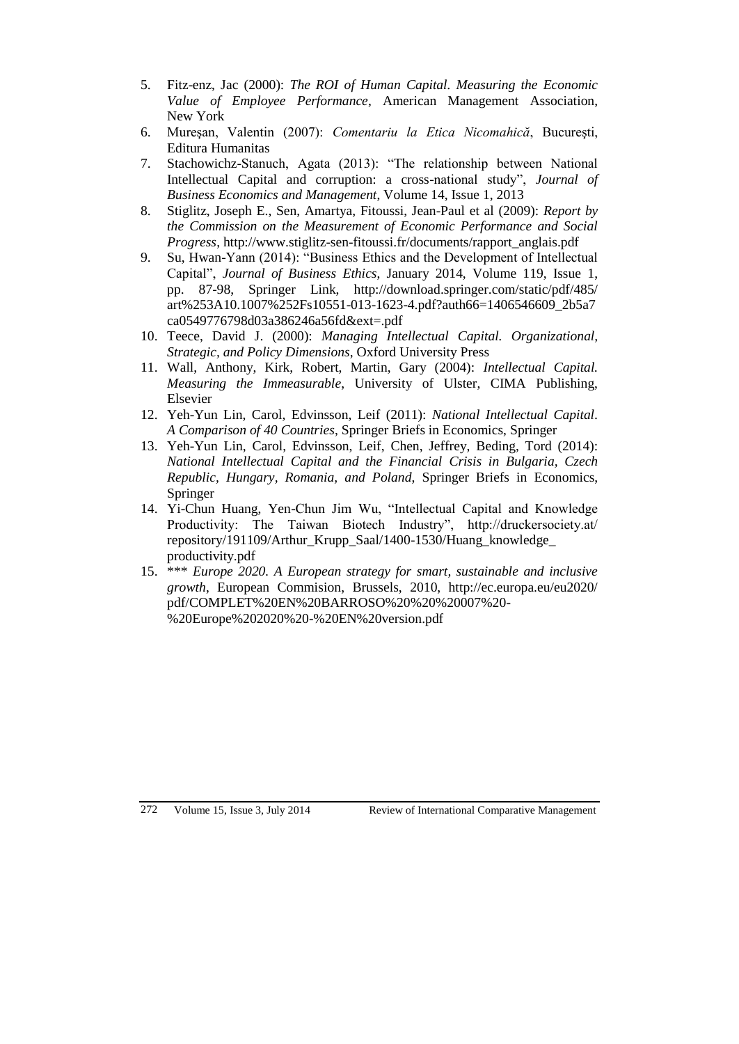5. Fitz-enz, Jac (2000): *The ROI of Human Capital. Measuring the Economic Value of Employee Performance*, American Management Association, New York
6. Mureşan, Valentin (2007): *Comentariu la Etica Nicomahică*, Bucureşti, Editura Humanitas
7. Stachowichz-Stanuch, Agata (2013): "The relationship between National Intellectual Capital and corruption: a cross-national study", *Journal of Business Economics and Management*, Volume 14, Issue 1, 2013
8. Stiglitz, Joseph E., Sen, Amartya, Fitoussi, Jean-Paul et al (2009): *Report by the Commission on the Measurement of Economic Performance and Social Progress*, http://www.stiglitz-sen-fitoussi.fr/documents/rapport_anglais.pdf
9. Su, Hwan-Yann (2014): "Business Ethics and the Development of Intellectual Capital", *Journal of Business Ethics*, January 2014, Volume 119, Issue 1, pp. 87-98, Springer Link, http://download.springer.com/static/pdf/485/art%253A10.1007%252Fs10551-013-1623-4.pdf?auth66=1406546609_2b5a7ca0549776798d03a386246a56fd&ext=.pdf
10. Teece, David J. (2000): *Managing Intellectual Capital. Organizational, Strategic, and Policy Dimensions*, Oxford University Press
11. Wall, Anthony, Kirk, Robert, Martin, Gary (2004): *Intellectual Capital. Measuring the Immeasurable*, University of Ulster, CIMA Publishing, Elsevier
12. Yeh-Yun Lin, Carol, Edvinsson, Leif (2011): *National Intellectual Capital. A Comparison of 40 Countries*, Springer Briefs in Economics, Springer
13. Yeh-Yun Lin, Carol, Edvinsson, Leif, Chen, Jeffrey, Beding, Tord (2014): *National Intellectual Capital and the Financial Crisis in Bulgaria, Czech Republic, Hungary, Romania, and Poland*, Springer Briefs in Economics, Springer
14. Yi-Chun Huang, Yen-Chun Jim Wu, "Intellectual Capital and Knowledge Productivity: The Taiwan Biotech Industry", http://druckersociety.at/repository/191109/Arthur_Krupp_Saal/1400-1530/Huang_knowledge_productivity.pdf
15. *** *Europe 2020. A European strategy for smart, sustainable and inclusive growth*, European Commision, Brussels, 2010, http://ec.europa.eu/eu2020/pdf/COMPLET%20EN%20BARROSO%20%20%20007%20-%20Europe%202020%20-%20EN%20version.pdf